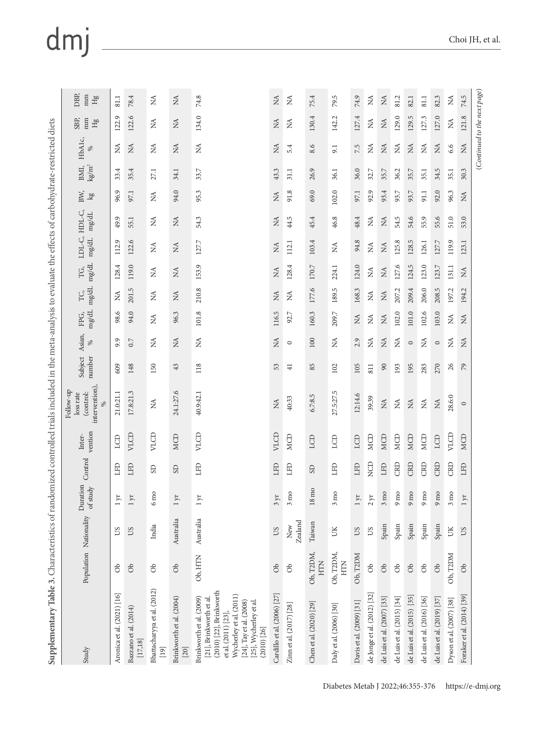**Supplementary Table 3.** Characteristics of randomized controlled trials included in the meta-analysis to evaluate the effects of carbohydrate-restricted diets

| Study | Population | Nationality | Duration of study | Control | Intervention | Follow-up loss rate (control: intervention), % | Subject number | Asian, % | FPG, mg/dL | TC, mg/dL | TG, mg/dL | LDL-C, mg/dL | HDL-C, mg/dL | BW, kg | BMI, kg/m² | HbA1c, % | SBP, mm Hg | DBP, mm Hg |
|---|---|---|---|---|---|---|---|---|---|---|---|---|---|---|---|---|---|---|
| Aronica et al. (2021) [16] | Ob | US | 1 yr | LFD | LCD | 21.0:21.1 | 609 | 9.9 | 98.6 | NA | 128.4 | 112.9 | 49.9 | 96.9 | 33.4 | NA | 122.9 | 81.1 |
| Bazzano et al. (2014) [17,18] | Ob | US | 1 yr | LFD | VLCD | 17.8:21.3 | 148 | 0.7 | 94.0 | 201.5 | 119.0 | 122.6 | 55.1 | 97.1 | 35.4 | NA | 122.6 | 78.4 |
| Bhattacharyya et al. (2012) [19] | Ob | India | 6 mo | SD | VLCD | NA | 150 | NA | NA | NA | NA | NA | NA | NA | 27.1 | NA | NA | NA |
| Brinkworth et al. (2004) [20] | Ob | Australia | 1 yr | SD | MCD | 24.1:27.6 | 43 | NA | 96.3 | NA | NA | NA | NA | 94.0 | 34.1 | NA | NA | NA |
| Brinkworth et al. (2009) [21], Brinkworth et al. (2010) [22], Brinkworth et al. (2011) [23], Wycherley et al. (2011) [24], Tay et al. (2008) [25], Wycherley et al. (2010) [26] | Ob, HTN | Australia | 1 yr | LFD | VLCD | 40.9:42.1 | 118 | NA | 101.8 | 210.8 | 153.9 | 127.7 | 54.3 | 95.3 | 33.7 | NA | 134.0 | 74.8 |
| Cardillo et al. (2006) [27] | Ob | US | 3 yr | LFD | VLCD | NA | 53 | NA | 116.5 | NA | NA | NA | NA | NA | 43.3 | NA | NA | NA |
| Zinn et al. (2017) [28] | Ob | New Zealand | 3 mo | LFD | MCD | 40:33 | 41 | 0 | 92.7 | NA | 128.4 | 112.1 | 44.5 | 91.8 | 31.1 | 5.4 | NA | NA |
| Chen et al. (2020) [29] | Ob, T2DM, HTN | Taiwan | 18 mo | SD | LCD | 6.7:8.5 | 85 | 100 | 160.3 | 177.6 | 170.7 | 103.4 | 45.4 | 69.0 | 26.9 | 8.6 | 130.4 | 75.4 |
| Daly et al. (2006) [30] | Ob, T2DM, HTN | UK | 3 mo | LFD | LCD | 27.5:27.5 | 102 | NA | 209.7 | 189.5 | 224.1 | NA | 46.8 | 102.0 | 36.1 | 9.1 | 142.2 | 79.5 |
| Davis et al. (2009) [31] | Ob, T2DM | US | 1 yr | LFD | LCD | 12:14.6 | 105 | 2.9 | NA | 168.3 | 124.0 | 94.8 | 48.4 | 97.1 | 36.0 | 7.5 | 127.4 | 74.9 |
| de Jonge et al. (2012) [32] | Ob | US | 2 yr | NCD | MCD | 39:39 | 811 | NA | NA | NA | NA | NA | NA | 92.9 | 32.7 | NA | NA | NA |
| de Luis et al. (2007) [33] | Ob | Spain | 3 mo | LFD | MCD | NA | 90 | NA | NA | NA | NA | NA | NA | 93.4 | 35.7 | NA | NA | NA |
| de Luis et al. (2015) [34] | Ob | Spain | 9 mo | CRD | MCD | NA | 193 | NA | 102.0 | 207.2 | 127.6 | 125.8 | 54.5 | 93.7 | 36.2 | NA | 129.0 | 81.2 |
| de Luis et al. (2015) [35] | Ob | Spain | 9 mo | CRD | MCD | NA | 195 | 0 | 101.0 | 209.4 | 124.5 | 128.5 | 54.6 | 93.7 | 35.7 | NA | 129.5 | 82.1 |
| de Luis et al. (2016) [36] | Ob | Spain | 9 mo | CRD | MCD | NA | 283 | NA | 102.6 | 206.0 | 123.0 | 126.1 | 55.9 | 91.1 | 35.1 | NA | 127.3 | 81.1 |
| de Luis et al. (2019) [37] | Ob | Spain | 9 mo | CRD | LCD | NA | 270 | 0 | 103.0 | 208.5 | 123.7 | 127.7 | 55.6 | 92.0 | 34.5 | NA | 127.0 | 82.3 |
| Dyson et al. (2007) [38] | Ob, T2DM | UK | 3 mo | CRD | VLCD | 28.6:0 | 26 | NA | NA | 197.2 | 131.1 | 119.9 | 51.0 | 96.3 | 35.1 | 6.6 | NA | NA |
| Foraker et al. (2014) [39] | Ob | US | 1 yr | LFD | MCD | 0 | 79 | NA | NA | 194.2 | NA | 123.1 | 53.0 | NA | 30.3 | NA | 121.8 | 74.5 |

(*Continued to the next page*)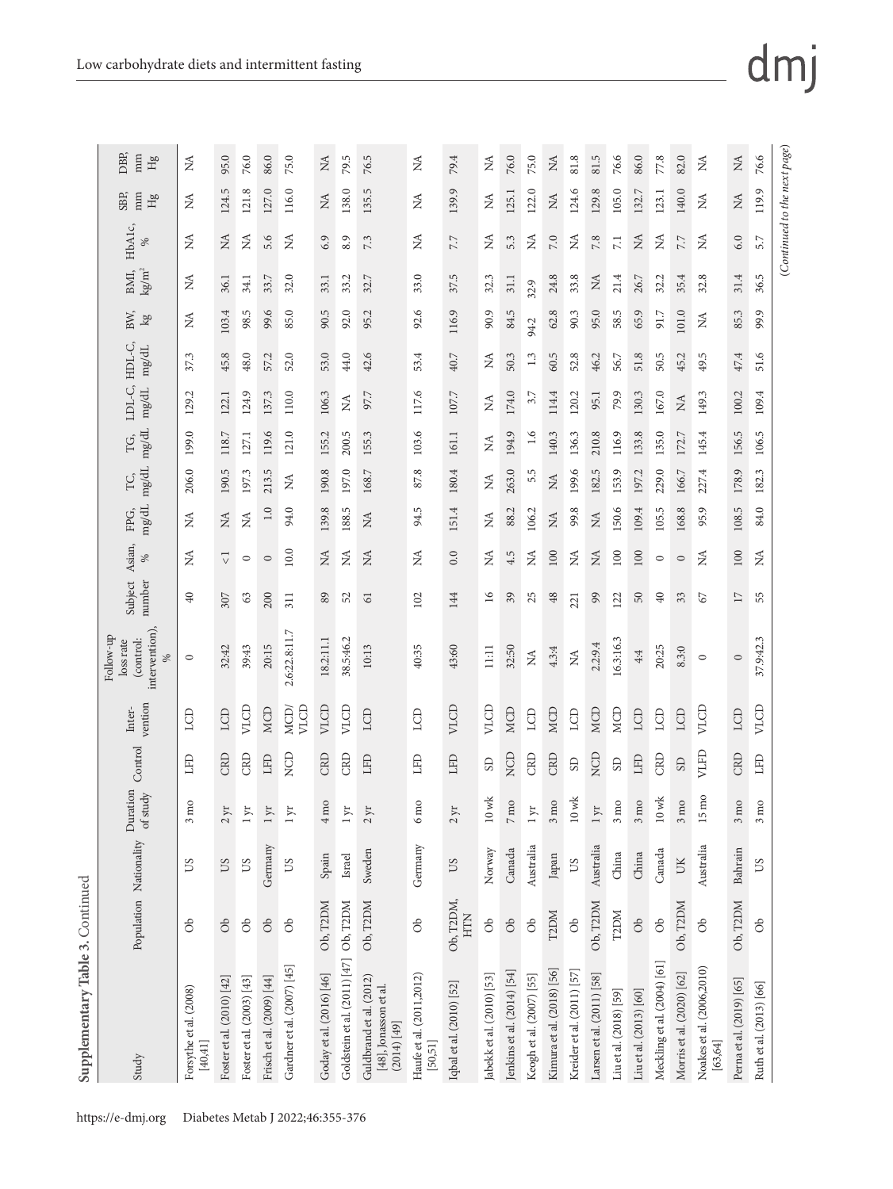**Supplementary Table 3.** Continued

| Study | Population | Nationality | Duration of study | Control | Intervention | Follow-up loss rate (control: intervention), % | Subject number | Asian, % | FPG, mg/dL | TC, mg/dL | TG, mg/dL | LDL-C, mg/dL | HDL-C, mg/dL | BW, kg | BMI, kg/m² | HbA1c, % | SBP, mm Hg | DBP, mm Hg |
|---|---|---|---|---|---|---|---|---|---|---|---|---|---|---|---|---|---|---|
| Forsythe et al. (2008) [40,41] | Ob | US | 3 mo | LFD | LCD | 0 | 40 | NA | NA | 206.0 | 199.0 | 129.2 | 37.3 | NA | NA | NA | NA | NA |
| Foster et al. (2010) [42] | Ob | US | 2 yr | CRD | LCD | 32:42 | 307 | <1 | NA | 190.5 | 118.7 | 122.1 | 45.8 | 103.4 | 36.1 | NA | 124.5 | 95.0 |
| Foster et al. (2003) [43] | Ob | US | 1 yr | CRD | VLCD | 39:43 | 63 | 0 | NA | 197.3 | 127.1 | 124.9 | 48.0 | 98.5 | 34.1 | NA | 121.8 | 76.0 |
| Frisch et al. (2009) [44] | Ob | Germany | 1 yr | LFD | MCD | 20:15 | 200 | 0 | 1.0 | 213.5 | 119.6 | 137.3 | 57.2 | 99.6 | 33.7 | 5.6 | 127.0 | 86.0 |
| Gardner et al. (2007) [45] | Ob | US | 1 yr | NCD | MCD/ VLCD | 2.6:22.8:11.7 | 311 | 10.0 | 94.0 | NA | 121.0 | 110.0 | 52.0 | 85.0 | 32.0 | NA | 116.0 | 75.0 |
| Goday et al. (2016) [46] | Ob, T2DM | Spain | 4 mo | CRD | VLCD | 18.2:11.1 | 89 | NA | 139.8 | 190.8 | 155.2 | 106.3 | 53.0 | 90.5 | 33.1 | 6.9 | NA | NA |
| Goldstein et al. (2011) [47] | Ob, T2DM | Israel | 1 yr | CRD | VLCD | 38.5:46.2 | 52 | NA | 188.5 | 197.0 | 200.5 | NA | 44.0 | 92.0 | 33.2 | 8.9 | 138.0 | 79.5 |
| Guldbrand et al. (2012) [48], Jonasson et al. (2014) [49] | Ob, T2DM | Sweden | 2 yr | LFD | LCD | 10:13 | 61 | NA | NA | 168.7 | 155.3 | 97.7 | 42.6 | 95.2 | 32.7 | 7.3 | 135.5 | 76.5 |
| Haufe et al. (2011,2012) [50,51] | Ob | Germany | 6 mo | LFD | LCD | 40:35 | 102 | NA | 94.5 | 87.8 | 103.6 | 117.6 | 53.4 | 92.6 | 33.0 | NA | NA | NA |
| Iqbal et al. (2010) [52] | Ob, T2DM, HTN | US | 2 yr | LFD | VLCD | 43:60 | 144 | 0.0 | 151.4 | 180.4 | 161.1 | 107.7 | 40.7 | 116.9 | 37.5 | 7.7 | 139.9 | 79.4 |
| Jabekk et al. (2010) [53] | Ob | Norway | 10 wk | SD | VLCD | 11:11 | 16 | NA | NA | NA | NA | NA | NA | 90.9 | 32.3 | NA | NA | NA |
| Jenkins et al. (2014) [54] | Ob | Canada | 7 mo | NCD | MCD | 32:50 | 39 | 4.5 | 88.2 | 263.0 | 194.9 | 174.0 | 50.3 | 84.5 | 31.1 | 5.3 | 125.1 | 76.0 |
| Keogh et al. (2007) [55] | Ob | Australia | 1 yr | CRD | LCD | NA | 25 | NA | 106.2 | 5.5 | 1.6 | 3.7 | 1.3 | 94.2 | 32.9 | NA | 122.0 | 75.0 |
| Kimura et al. (2018) [56] | T2DM | Japan | 3 mo | CRD | MCD | 4.3:4 | 48 | 100 | NA | NA | 140.3 | 114.4 | 60.5 | 62.8 | 24.8 | 7.0 | NA | NA |
| Kreider et al. (2011) [57] | Ob | US | 10 wk | SD | LCD | NA | 221 | NA | 99.8 | 199.6 | 136.3 | 120.2 | 52.8 | 90.3 | 33.8 | NA | 124.6 | 81.8 |
| Larsen et al. (2011) [58] | Ob, T2DM | Australia | 1 yr | NCD | MCD | 2.2:9.4 | 99 | NA | NA | 182.5 | 210.8 | 95.1 | 46.2 | 95.0 | NA | 7.8 | 129.8 | 81.5 |
| Liu et al. (2018) [59] | T2DM | China | 3 mo | SD | MCD | 16.3:16.3 | 122 | 100 | 150.6 | 153.9 | 116.9 | 79.9 | 56.7 | 58.5 | 21.4 | 7.1 | 105.0 | 76.6 |
| Liu et al. (2013) [60] | Ob | China | 3 mo | LFD | LCD | 4:4 | 50 | 100 | 109.4 | 197.2 | 133.8 | 130.3 | 51.8 | 65.9 | 26.7 | NA | 132.7 | 86.0 |
| Meckling et al. (2004) [61] | Ob | Canada | 10 wk | CRD | LCD | 20:25 | 40 | 0 | 105.5 | 229.0 | 135.0 | 167.0 | 50.5 | 91.7 | 32.2 | NA | 123.1 | 77.8 |
| Morris et al. (2020) [62] | Ob, T2DM | UK | 3 mo | SD | LCD | 8.3:0 | 33 | 0 | 168.8 | 166.7 | 172.7 | NA | 45.2 | 101.0 | 35.4 | 7.7 | 140.0 | 82.0 |
| Noakes et al. (2006,2010) [63,64] | Ob | Australia | 15 mo | VLFD | VLCD | 0 | 67 | NA | 95.9 | 227.4 | 145.4 | 149.3 | 49.5 | NA | 32.8 | NA | NA | NA |
| Perna et al. (2019) [65] | Ob, T2DM | Bahrain | 3 mo | CRD | LCD | 0 | 17 | 100 | 108.5 | 178.9 | 156.5 | 100.2 | 47.4 | 85.3 | 31.4 | 6.0 | NA | NA |
| Ruth et al. (2013) [66] | Ob | US | 3 mo | LFD | VLCD | 37.9:42.3 | 55 | NA | 84.0 | 182.3 | 106.5 | 109.4 | 51.6 | 99.9 | 36.5 | 5.7 | 119.9 | 76.6 |

(*Continued to the next page*)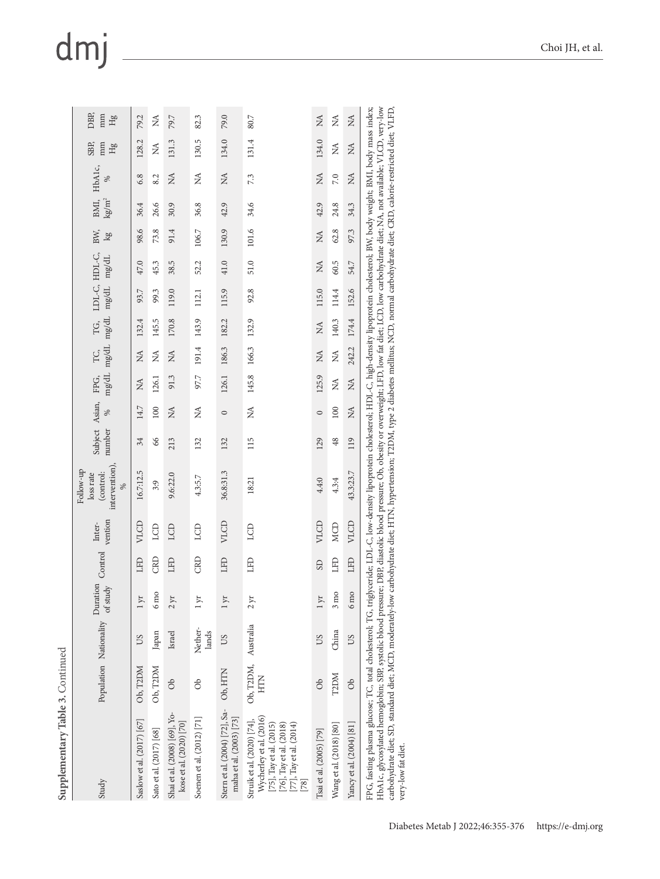**Supplementary Table 3.** Continued

| Study | Population | Nationality | Duration of study | Control | Inter-vention | Follow-up loss rate (control: intervention), % | Subject number | Asian, % | FPG, mg/dL | TC, mg/dL | TG, mg/dL | LDL-C, mg/dL | HDL-C, mg/dL | BW, kg | BMI, kg/m² | HbA1c, % | SBP, mm Hg | DBP, mm Hg |
|---|---|---|---|---|---|---|---|---|---|---|---|---|---|---|---|---|---|---|
| Saslow et al. (2017) [67] | Ob, T2DM | US | 1 yr | LFD | VLCD | 16.7:12.5 | 34 | 14.7 | NA | NA | 132.4 | 93.7 | 47.0 | 98.6 | 36.4 | 6.8 | 128.2 | 79.2 |
| Sato et al. (2017) [68] | Ob, T2DM | Japan | 6 mo | CRD | LCD | 3:9 | 66 | 100 | 126.1 | NA | 145.5 | 99.3 | 45.3 | 73.8 | 26.6 | 8.2 | NA | NA |
| Shai et al. (2008) [69], Yokose et al. (2020) [70] | Ob | Israel | 2 yr | LFD | LCD | 9.6:22.0 | 213 | NA | 91.3 | NA | 170.8 | 119.0 | 38.5 | 91.4 | 30.9 | NA | 131.3 | 79.7 |
| Soenen et al. (2012) [71] | Ob | Nether-lands | 1 yr | CRD | LCD | 4.3:5.7 | 132 | NA | 97.7 | 191.4 | 143.9 | 112.1 | 52.2 | 106.7 | 36.8 | NA | 130.5 | 82.3 |
| Stern et al. (2004) [72], Samaha et al. (2003) [73] | Ob, HTN | US | 1 yr | LFD | VLCD | 36.8:31.3 | 132 | 0 | 126.1 | 186.3 | 182.2 | 115.9 | 41.0 | 130.9 | 42.9 | NA | 134.0 | 79.0 |
| Struik et al. (2020) [74], Wycherley et al. (2016) [75], Tay et al. (2015) [76], Tay et al. (2018) [77], Tay et al. (2014) [78] | Ob, T2DM, HTN | Australia | 2 yr | LFD | LCD | 18:21 | 115 | NA | 145.8 | 166.3 | 132.9 | 92.8 | 51.0 | 101.6 | 34.6 | 7.3 | 131.4 | 80.7 |
| Tsai et al. (2005) [79] | Ob | US | 1 yr | SD | VLCD | 4.4:0 | 129 | 0 | 125.9 | NA | NA | 115.0 | NA | NA | 42.9 | NA | 134.0 | NA |
| Wang et al. (2018) [80] | T2DM | China | 3 mo | LFD | MCD | 4.3:4 | 48 | 100 | NA | NA | 140.3 | 114.4 | 60.5 | 62.8 | 24.8 | 7.0 | NA | NA |
| Yancy et al. (2004) [81] | Ob | US | 6 mo | LFD | VLCD | 43.3:23.7 | 119 | NA | NA | 242.2 | 174.4 | 152.6 | 54.7 | 97.3 | 34.3 | NA | NA | NA |

FPG, fasting plasma glucose; TC, total cholesterol; TG, triglyceride; LDL-C, low-density lipoprotein cholesterol; HDL-C, high-density lipoprotein cholesterol; BW, body weight; BMI, body mass index; HbA1c, glycosylated hemoglobin; SBP, systolic blood pressure; DBP, diastolic blood pressure; Ob, obesity or overweight; LFD, low fat diet; LCD, low carbohydrate diet; NA, not available; VLCD, very-low carbohydrate diet; SD, standard diet; MCD, moderately-low carbohydrate diet; HTN, hypertension; T2DM, type 2 diabetes mellitus; NCD, normal carbohydrate diet; CRD, calorie-restricted diet; VLFD, very-low fat diet.